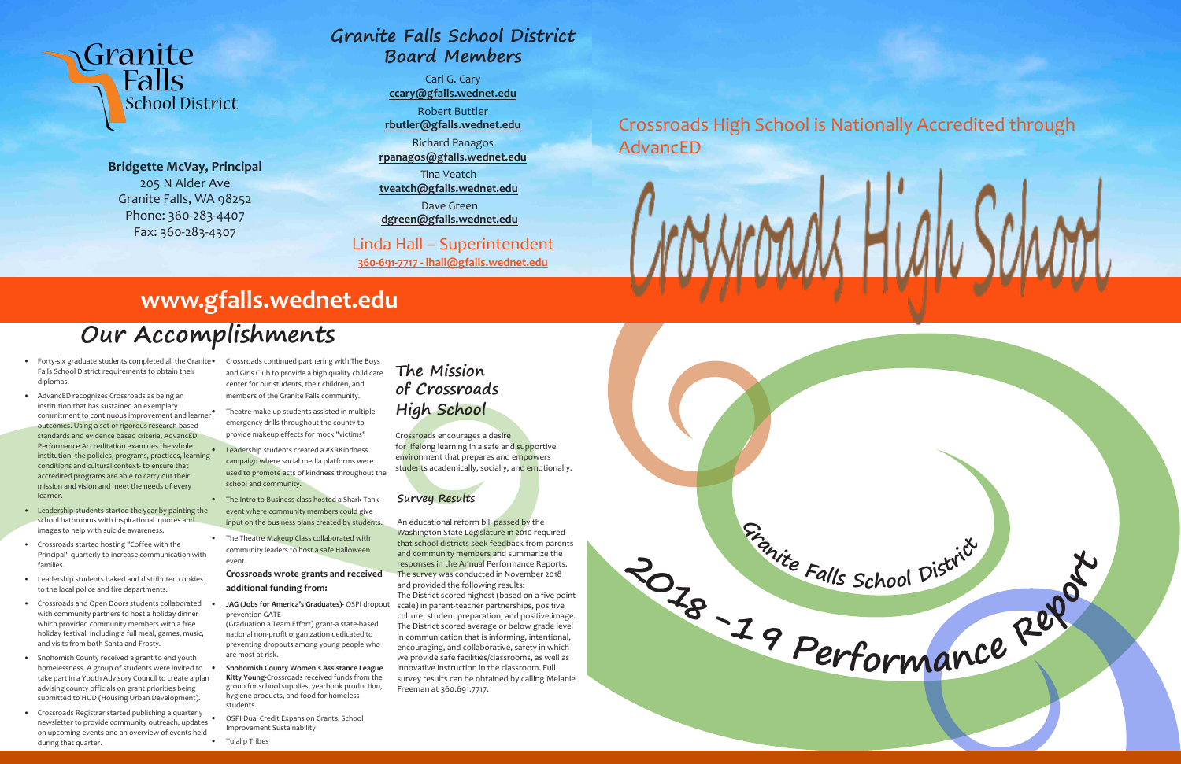# Granite Falls School District

**Bridgette McVay, Principal**
205 N Alder Ave
Granite Falls, WA 98252
Phone: 360-283-4407
Fax: 360-283-4307

## Granite Falls School District Board Members

Carl G. Cary
**ccary@gfalls.wednet.edu**

Robert Buttler
**rbutler@gfalls.wednet.edu**

Richard Panagos
**rpanagos@gfalls.wednet.edu**

Tina Veatch
**tveatch@gfalls.wednet.edu**

Dave Green
**dgreen@gfalls.wednet.edu**

Linda Hall – Superintendent
**360-691-7717 - lhall@gfalls.wednet.edu**

Crossroads High School is Nationally Accredited through AdvancED

# Crossroads High School

## www.gfalls.wednet.edu

# Granite Falls School District 2018 -19 Performance Report

## Our Accomplishments

- Forty-six graduate students completed all the Granite Falls School District requirements to obtain their diplomas.
- AdvancED recognizes Crossroads as being an institution that has sustained an exemplary commitment to continuous improvement and learner outcomes. Using a set of rigorous research-based standards and evidence based criteria, AdvancED Performance Accreditation examines the whole institution- the policies, programs, practices, learning conditions and cultural context- to ensure that accredited programs are able to carry out their mission and vision and meet the needs of every learner.
- Leadership students started the year by painting the school bathrooms with inspirational quotes and images to help with suicide awareness.
- Crossroads started hosting "Coffee with the Principal" quarterly to increase communication with families.
- Leadership students baked and distributed cookies to the local police and fire departments.
- Crossroads and Open Doors students collaborated with community partners to host a holiday dinner which provided community members with a free holiday festival including a full meal, games, music, and visits from both Santa and Frosty.
- Snohomish County received a grant to end youth homelessness. A group of students were invited to take part in a Youth Advisory Council to create a plan advising county officials on grant priorities being submitted to HUD (Housing Urban Development).
- Crossroads Registrar started publishing a quarterly newsletter to provide community outreach, updates on upcoming events and an overview of events held during that quarter.
- Crossroads continued partnering with The Boys and Girls Club to provide a high quality child care center for our students, their children, and members of the Granite Falls community.
- Theatre make-up students assisted in multiple emergency drills throughout the county to provide makeup effects for mock "victims"
- Leadership students created a #XRKindness campaign where social media platforms were used to promote acts of kindness throughout the school and community.
- The Intro to Business class hosted a Shark Tank event where community members could give input on the business plans created by students.
- The Theatre Makeup Class collaborated with community leaders to host a safe Halloween event.

**Crossroads wrote grants and received additional funding from:**

- **JAG (Jobs for America's Graduates)**- OSPI dropout prevention GATE (Graduation a Team Effort) grant-a state-based national non-profit organization dedicated to preventing dropouts among young people who are most at-risk.
- **Snohomish County Women's Assistance League Kitty Young**-Crossroads received funds from the group for school supplies, yearbook production, hygiene products, and food for homeless students.
- OSPI Dual Credit Expansion Grants, School Improvement Sustainability
- Tulalip Tribes

## The Mission of Crossroads High School

Crossroads encourages a desire for lifelong learning in a safe and supportive environment that prepares and empowers students academically, socially, and emotionally.

### Survey Results

An educational reform bill passed by the Washington State Legislature in 2010 required that school districts seek feedback from parents and community members and summarize the responses in the Annual Performance Reports. The survey was conducted in November 2018 and provided the following results:
The District scored highest (based on a five point scale) in parent-teacher partnerships, positive culture, student preparation, and positive image. The District scored average or below grade level in communication that is informing, intentional, encouraging, and collaborative, safety in which we provide safe facilities/classrooms, as well as innovative instruction in the classroom. Full survey results can be obtained by calling Melanie Freeman at 360.691.7717.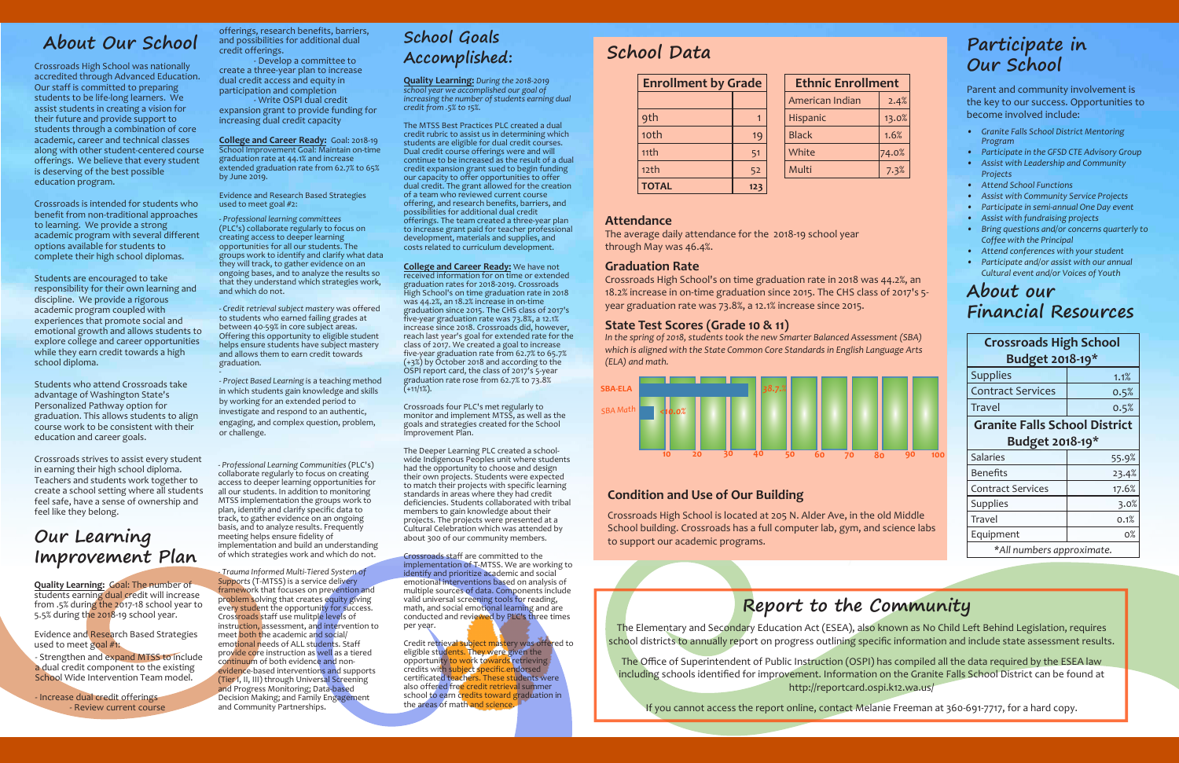## About Our School

Crossroads High School was nationally accredited through Advanced Education. Our staff is committed to preparing students to be life-long learners. We assist students in creating a vision for their future and provide support to students through a combination of core academic, career and technical classes along with other student-centered course offerings. We believe that every student is deserving of the best possible education program.

Crossroads is intended for students who benefit from non-traditional approaches to learning. We provide a strong academic program with several different options available for students to complete their high school diplomas.

Students are encouraged to take responsibility for their own learning and discipline. We provide a rigorous academic program coupled with experiences that promote social and emotional growth and allows students to explore college and career opportunities while they earn credit towards a high school diploma.

Students who attend Crossroads take advantage of Washington State's Personalized Pathway option for graduation. This allows students to align course work to be consistent with their education and career goals.

Crossroads strives to assist every student in earning their high school diploma. Teachers and students work together to create a school setting where all students feel safe, have a sense of ownership and feel like they belong.

## Our Learning Improvement Plan

**Quality Learning:** Goal: The number of students earning dual credit will increase from .5% during the 2017-18 school year to 5.5% during the 2018-19 school year.

Evidence and Research Based Strategies used to meet goal #1:

- Strengthen and expand MTSS to include a dual credit component to the existing School Wide Intervention Team model.

- Increase dual credit offerings
  - Review current course offerings, research benefits, barriers, and possibilities for additional dual credit offerings.
  - Develop a committee to create a three-year plan to increase dual credit access and equity in participation and completion
  - Write OSPI dual credit expansion grant to provide funding for increasing dual credit capacity

**College and Career Ready:** Goal: 2018-19 School Improvement Goal: Maintain on-time graduation rate at 44.1% and increase extended graduation rate from 62.7% to 65% by June 2019.

Evidence and Research Based Strategies used to meet goal #2:

- *Professional learning committees* (PLC's) collaborate regularly to focus on creating access to deeper learning opportunities for all our students. The groups work to identify and clarify what data they will track, to gather evidence on an ongoing bases, and to analyze the results so that they understand which strategies work, and which do not.

- *Credit retrieval subject mastery* was offered to students who earned failing grades at between 40-59% in core subject areas. Offering this opportunity to eligible student helps ensure students have subject mastery and allows them to earn credit towards graduation.

-

- *Project Based Learning* is a teaching method in which students gain knowledge and skills by working for an extended period to investigate and respond to an authentic, engaging, and complex question, problem, or challenge.

- *Professional Learning Communities* (PLC's) collaborate regularly to focus on creating access to deeper learning opportunities for all our students. In addition to monitoring MTSS implementation the groups work to plan, identify and clarify specific data to track, to gather evidence on an ongoing basis, and to analyze results. Frequently meeting helps ensure fidelity of implementation and build an understanding of which strategies work and which do not.

- *Trauma Informed Multi-Tiered System of Supports* (T-MTSS) is a service delivery framework that focuses on prevention and problem solving that creates equity giving every student the opportunity for success. Crossroads staff use mulitple levels of instruction, assessment, and intervention to meet both the academic and social/ emotional needs of ALL students. Staff provide core instruction as well as a tiered continuum of both evidence and non-evidence-based interventions and supports (Tier I, II, III) through Universal Screening and Progress Monitoring; Data-based Decision Making; and Family Engagement and Community Partnerships.

## School Goals Accomplished:

**Quality Learning:** *During the 2018-2019 school year we accomplished our goal of increasing the number of students earning dual credit from .5% to 15%.*

The MTSS Best Practices PLC created a dual credit rubric to assist us in determining which students are eligible for dual credit courses. Dual credit course offerings were and will continue to be increased as the result of a dual credit expansion grant sued to begin funding our capacity to offer opportunities to offer dual credit. The grant allowed for the creation of a team who reviewed current course offering, and research benefits, barriers, and possibilities for additional dual credit offerings. The team created a three-year plan to increase grant paid for teacher professional development, materials and supplies, and costs related to curriculum development.

**College and Career Ready:** We have not received information for on time or extended graduation rates for 2018-2019. Crossroads High School's on time graduation rate in 2018 was 44.2%, an 18.2% increase in on-time graduation since 2015. The CHS class of 2017's five-year graduation rate was 73.8%, a 12.1% increase since 2015. Crossroads did, however, reach last year's goal for extended rate for the class of 2017. We created a goal to increase five-year graduation rate from 62.7% to 65.7% (+3%) by October 2018 and according to the OSPI report card, the class of 2017's 5-year graduation rate rose from 62.7% to 73.8% (+11/1%).

Crossroads four PLC's met regularly to monitor and implement MTSS, as well as the goals and strategies created for the School Improvement Plan.

The Deeper Learning PLC created a school-wide Indigenous Peoples unit where students had the opportunity to choose and design their own projects. Students were expected to match their projects with specific learning standards in areas where they had credit deficiencies. Students collaborated with tribal members to gain knowledge about their projects. The projects were presented at a Cultural Celebration which was attended by about 300 of our community members.

Crossroads staff are committed to the implementation of T-MTSS. We are working to identify and prioritize academic and social emotional interventions based on analysis of multiple sources of data. Components include valid universal screening tools for reading, math, and social emotional learning and are conducted and reviewed by PLC's three times per year.

Credit retrieval subject mastery was offered to eligible students. They were given the opportunity to work towards retrieving credits with subject specific endorsed certificated teachers. These students were also offered free credit retrieval summer school to earn credits toward graduation in the areas of math and science.

## School Data

| Enrollment by Grade | |
|---|---|
| | |
| 9th | 1 |
| 10th | 19 |
| 11th | 51 |
| 12th | 52 |
| **TOTAL** | 123 |

| Ethnic Enrollment | |
|---|---|
| American Indian | 2.4% |
| Hispanic | 13.0% |
| Black | 1.6% |
| White | 74.0% |
| Multi | 7.3% |

### Attendance

The average daily attendance for the 2018-19 school year through May was 46.4%.

### Graduation Rate

Crossroads High School's on time graduation rate in 2018 was 44.2%, an 18.2% increase in on-time graduation since 2015. The CHS class of 2017's 5-year graduation rate was 73.8%, a 12.1% increase since 2015.

### State Test Scores (Grade 10 & 11)

*In the spring of 2018, students took the new Smarter Balanced Assessment (SBA) which is aligned with the State Common Core Standards in English Language Arts (ELA) and math.*

SBA-ELA 38.7%
SBA Math <10.0%
10 20 30 40 50 60 70 80 90 100

### Condition and Use of Our Building

Crossroads High School is located at 205 N. Alder Ave, in the old Middle School building. Crossroads has a full computer lab, gym, and science labs to support our academic programs.

## Participate in Our School

Parent and community involvement is the key to our success. Opportunities to become involved include:

- *Granite Falls School District Mentoring Program*
- *Participate in the GFSD CTE Advisory Group*
- *Assist with Leadership and Community Projects*
- *Attend School Functions*
- *Assist with Community Service Projects*
- *Participate in semi-annual One Day event*
- *Assist with fundraising projects*
- *Bring questions and/or concerns quarterly to Coffee with the Principal*
- *Attend conferences with your student*
- *Participate and/or assist with our annual Cultural event and/or Voices of Youth*

## About our Financial Resources

| Crossroads High School Budget 2018-19* | |
|---|---|
| Supplies | 1.1% |
| Contract Services | 0.5% |
| Travel | 0.5% |
| **Granite Falls School District Budget 2018-19*** | |
| Salaries | 55.9% |
| Benefits | 23.4% |
| Contract Services | 17.6% |
| Supplies | 3.0% |
| Travel | 0.1% |
| Equipment | 0% |
| *All numbers approximate.* | |

## Report to the Community

The Elementary and Secondary Education Act (ESEA), also known as No Child Left Behind Legislation, requires school districts to annually report on progress outlining specific information and include state assessment results.

The Office of Superintendent of Public Instruction (OSPI) has compiled all the data required by the ESEA law including schools identified for improvement. Information on the Granite Falls School District can be found at http://reportcard.ospi.k12.wa.us/

If you cannot access the report online, contact Melanie Freeman at 360-691-7717, for a hard copy.